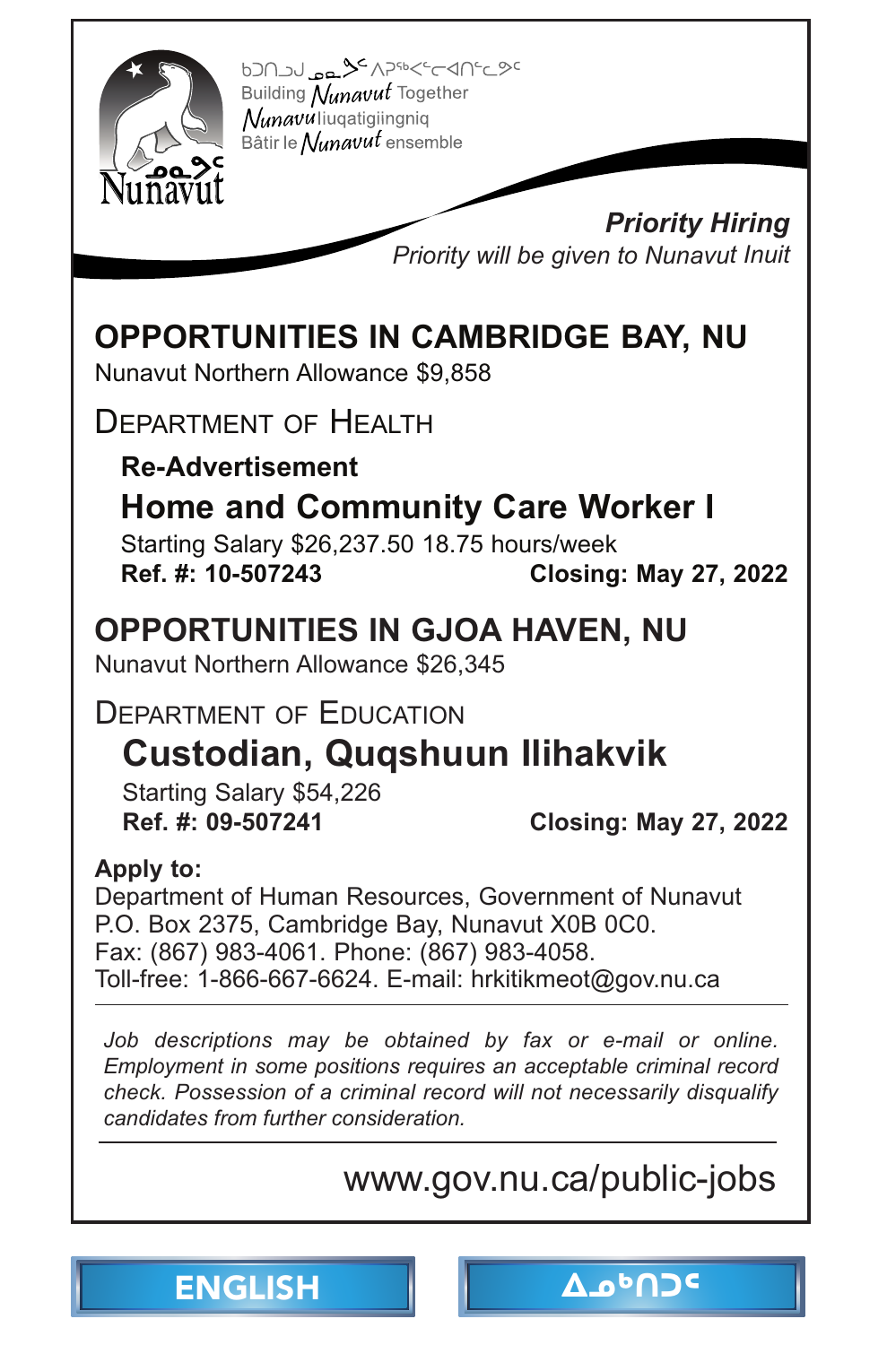ᑲᑐᑎᓗᒍ ᓄᓇᕗᑦ ᐱᕐᖃᐸᓪᓕᐊᑎᓪᓗᒍ
Building Nunavut Together
Nunavuliuqatigiingniq
Bâtir le Nunavut ensemble

Nunavut

***Priority Hiring***
*Priority will be given to Nunavut Inuit*

# OPPORTUNITIES IN CAMBRIDGE BAY, NU

Nunavut Northern Allowance $9,858

## Department of Health

**Re-Advertisement**

### Home and Community Care Worker I

Starting Salary $26,237.50 18.75 hours/week
**Ref. #: 10-507243** **Closing: May 27, 2022**

# OPPORTUNITIES IN GJOA HAVEN, NU

Nunavut Northern Allowance $26,345

## Department of Education

### Custodian, Quqshuun Ilihakvik

Starting Salary $54,226
**Ref. #: 09-507241** **Closing: May 27, 2022**

**Apply to:**
Department of Human Resources, Government of Nunavut
P.O. Box 2375, Cambridge Bay, Nunavut X0B 0C0.
Fax: (867) 983-4061. Phone: (867) 983-4058.
Toll-free: 1-866-667-6624. E-mail: hrkitikmeot@gov.nu.ca

*Job descriptions may be obtained by fax or e-mail or online. Employment in some positions requires an acceptable criminal record check. Possession of a criminal record will not necessarily disqualify candidates from further consideration.*

www.gov.nu.ca/public-jobs

ENGLISH | ᐃᓄᒃᑎᑐᑦ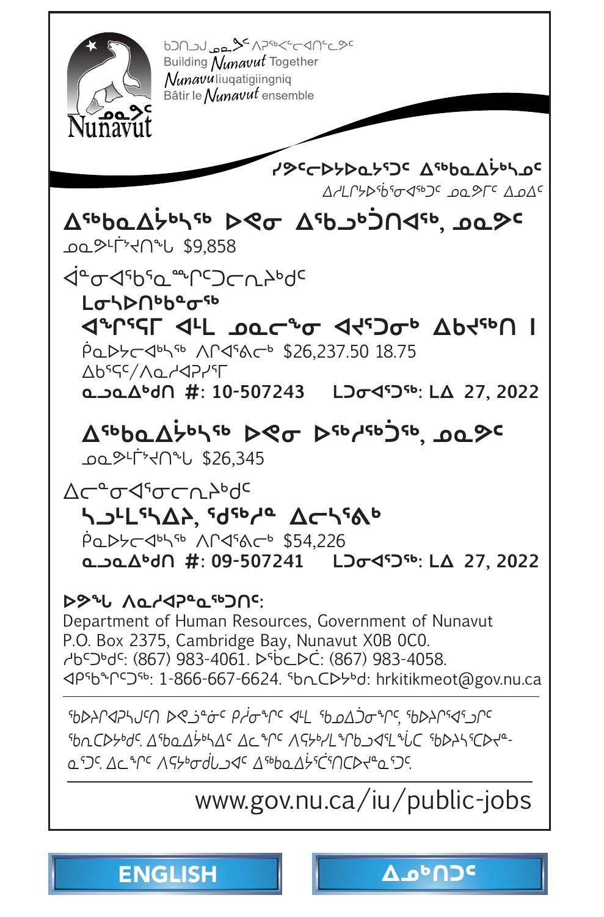ᑲᑐᑎᓪᓗᒍ ᓄᓇᕗᑦ ᐱᕈᖅᐸᓪᓕᐊᑎᓪᓗᒋᑦ
Building *Nunavut* Together
*Nunavu*liuqatigiingniq
Bâtir le *Nunavut* ensemble

ᓄᓇᕗᑦ
Nunavut

ᓯᕗᓪᓕᐅᓯᐅᓇᔭᕐᑐᑦ ᐃᖅᑲᓇᐃᔮᖕᓄᑦ

ᐃᓱᒪᒋᔭᐅᖃᕐᓂᐊᖅᑐᑦ ᓄᓇᕗᒥᑦ ᐃᓄᐃᑦ

## ᐃᖅᑲᓇᐃᔮᕆᔭᖅ ᐅᑉᓂ ᐃᖃᓗᒃᑑᑎᐊᖅ, ᓄᓇᕗᑦ

ᓄᓇᕗᒻᒥᐟᔪᐊᑎᖓ $9,858

ᐋᓐᓂᐊᖅᑳᓇᖏᑦᑐᓕᕆᔾᔪᑦ

**ᒪᓂᓴᐅᑎᒃᑲᓐᓂᖅ**

**ᐊᖏᕐᕌᒥ ᐊᒻᒪ ᓄᓇᓕᖕᓂ ᐊᐃᕐᑐᓂᒃ ᐃᑲᔪᖅᑎ I**

ᑮᓇᐅᔭᓕᐊᖅᓴᖅ ᐱᒋᐊᕐᕕᓕᒃ $26,237.50 18.75

ᐃᑲᕐᕋᑦ/ᐱᓇᓱᐊᕈᓯᕐᒥ

**ᓇᓗᓇᐃᒃᑯᑎ #: 10-507243 ᒪᑐᓂᐊᕐᑐᖅ: ᒪᐃ 27, 2022**

## ᐃᖅᑲᓇᐃᔮᕆᔭᖅ ᐅᑉᓂ ᐅᖅᓱᖅᑑᖅ, ᓄᓇᕗᑦ

ᓄᓇᕗᒻᒥᐟᔪᐊᑎᖓ $26,345

ᐃᓕᓐᓂᐊᕐᓂᓕᕆᔾᔪᑦ

**ᓴᓗᒪᖅᓴᐃᔨ, ᖁᖅᓱᓐ ᐃᓕᓴᕐᕕᒃ**

ᑮᓇᐅᔭᓕᐊᖅᓴᖅ ᐱᒋᐊᕐᕕᓕᒃ $54,226

**ᓇᓗᓇᐃᒃᑯᑎ #: 09-507241 ᒪᑐᓂᐊᕐᑐᖅ: ᒪᐃ 27, 2022**

**ᐅᕗᖓ ᐱᓇᓱᐊᕈᓇᖅᑐᑎᑦ:**

Department of Human Resources, Government of Nunavut
P.O. Box 2375, Cambridge Bay, Nunavut X0B 0C0.
ᓯᑲᑦᑐᒃᑯᑦ: (867) 983-4061. ᐅᖄᓚᐅᑏ: (867) 983-4058.
ᐊᑭᖃᖏᑦᑐᖅ: 1-866-667-6624. ᖃᕆᑕᐅᔭᒃᑯ: hrkitikmeot@gov.nu.ca

ᖃᐅᔨᒋᐊᕈᓱᒃᑎ ᐅᕙᑦᑎᓐᓂ ᑭᓯᓐᓂᖏᑦ ᐊᒻᒪ ᖃᓄᐃᑦᑐᓂᖏᑦ, ᖃᐅᔨᒋᐊᕐᓗᑎᑦ ᖃᕆᑕᐅᔭᒃᑯᑦ. ᐃᖃᓇᐃᔭᐃᑦ ᐃᓚᖏᑦ ᐱᕋᔭᒃᓯᒪᖏᒃᑲᓗᐊᕐᒪᖔᑕ ᖃᐅᔨᓴᖅᑕᐅᔪᓐ-ᓇᕐᑐᑦ. ᐃᓚᖏᑦ ᐱᕋᔭᒃᓂᒌᒐᓗᐊᑦ ᐃᖅᑲᓇᐃᔭᕐᑎᑕᐅᔪᓐᓇᕐᑐᑦ.

www.gov.nu.ca/iu/public-jobs

ENGLISH | ᐃᓄᒃᑎᑐᑦ